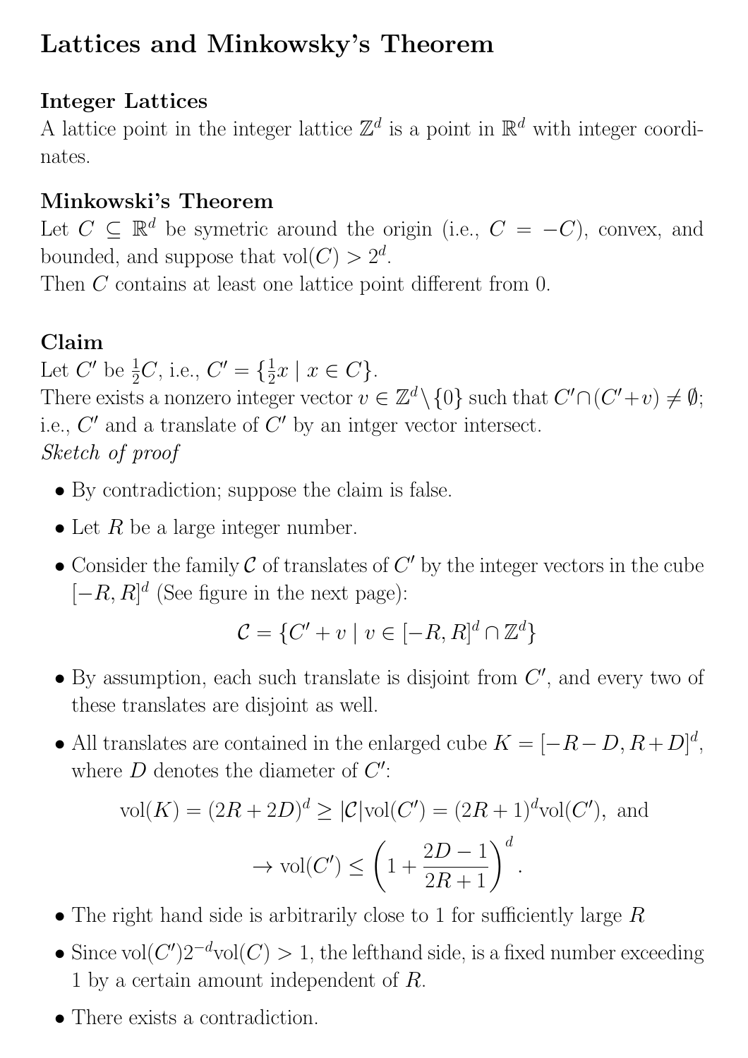# Lattices and Minkowsky's Theorem

### Integer Lattices

A lattice point in the integer lattice $\mathbb{Z}^d$ is a point in $\mathbb{R}^d$ with integer coordinates.

### Minkowski's Theorem

Let $C \subseteq \mathbb{R}^d$ be symetric around the origin (i.e., $C = -C$), convex, and bounded, and suppose that $\text{vol}(C) > 2^d$.

Then $C$ contains at least one lattice point different from 0.

### Claim

Let $C'$ be $\frac{1}{2}C$, i.e., $C' = \{\frac{1}{2}x \mid x \in C\}$.

There exists a nonzero integer vector $v \in \mathbb{Z}^d \setminus \{0\}$ such that $C' \cap (C' + v) \neq \emptyset$; i.e., $C'$ and a translate of $C'$ by an intger vector intersect.

*Sketch of proof*

- By contradiction; suppose the claim is false.
- Let $R$ be a large integer number.
- Consider the family $\mathcal{C}$ of translates of $C'$ by the integer vectors in the cube $[-R, R]^d$ (See figure in the next page):

$$\mathcal{C} = \{C' + v \mid v \in [-R, R]^d \cap \mathbb{Z}^d\}$$

- By assumption, each such translate is disjoint from $C'$, and every two of these translates are disjoint as well.
- All translates are contained in the enlarged cube $K = [-R - D, R + D]^d$, where $D$ denotes the diameter of $C'$:

$$\text{vol}(K) = (2R + 2D)^d \geq |\mathcal{C}|\text{vol}(C') = (2R + 1)^d \text{vol}(C'), \text{ and}$$

$$\rightarrow \text{vol}(C') \leq \left(1 + \frac{2D - 1}{2R + 1}\right)^d.$$

- The right hand side is arbitrarily close to 1 for sufficiently large $R$
- Since $\text{vol}(C')2^{-d}\text{vol}(C) > 1$, the lefthand side, is a fixed number exceeding 1 by a certain amount independent of $R$.
- There exists a contradiction.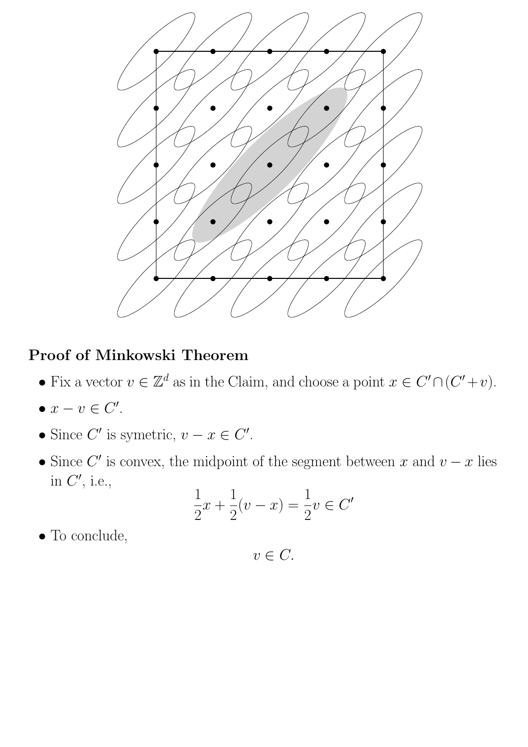**Proof of Minkowski Theorem**

- Fix a vector $v \in \mathbb{Z}^d$ as in the Claim, and choose a point $x \in C' \cap (C' + v)$.
- $x - v \in C'$.
- Since $C'$ is symetric, $v - x \in C'$.
- Since $C'$ is convex, the midpoint of the segment between $x$ and $v - x$ lies in $C'$, i.e.,

$$\frac{1}{2}x + \frac{1}{2}(v - x) = \frac{1}{2}v \in C'$$

- To conclude,

$$v \in C.$$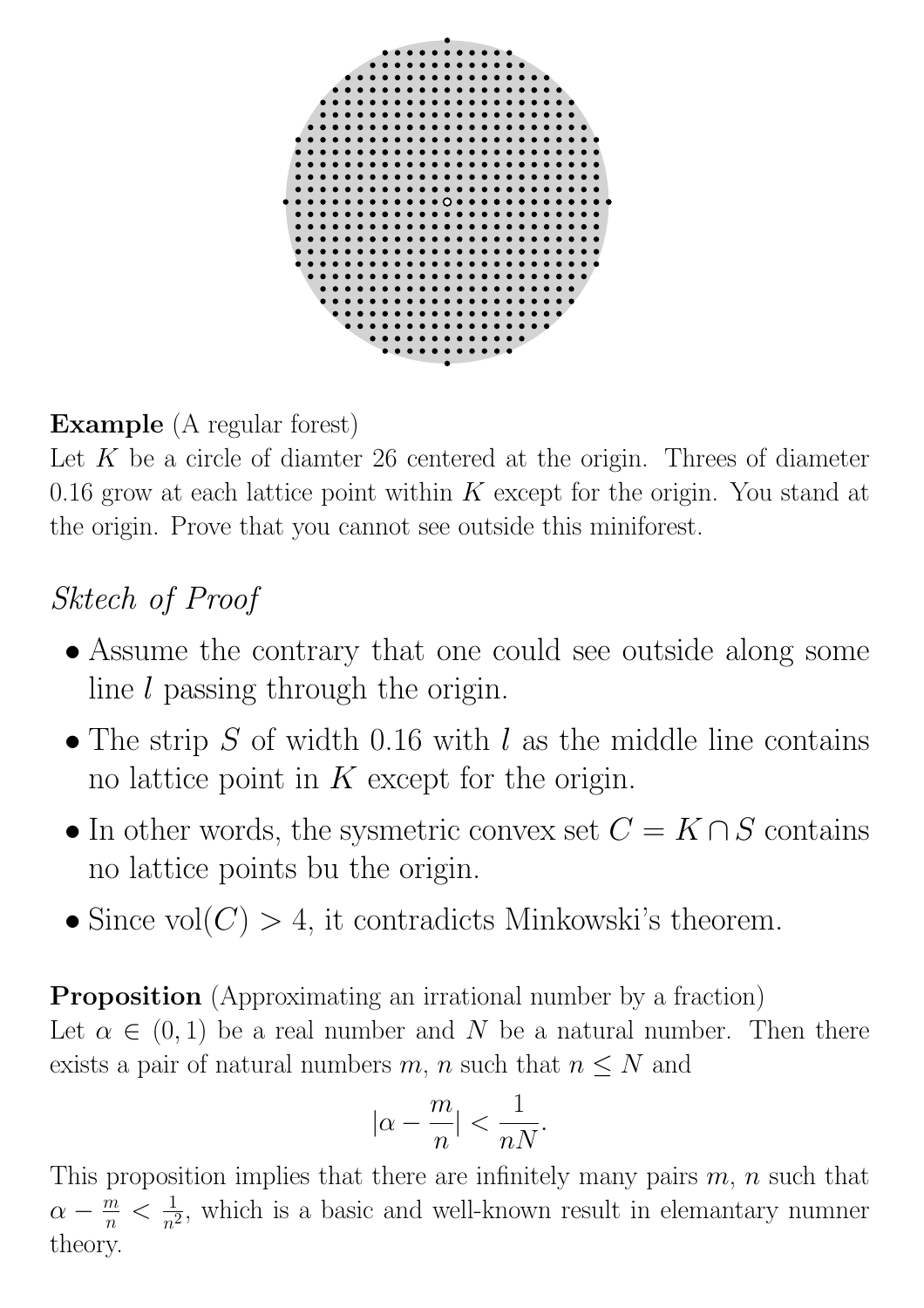**Example** (A regular forest)
Let $K$ be a circle of diamter 26 centered at the origin. Threes of diameter 0.16 grow at each lattice point within $K$ except for the origin. You stand at the origin. Prove that you cannot see outside this miniforest.

## *Sktech of Proof*

- Assume the contrary that one could see outside along some line $l$ passing through the origin.
- The strip $S$ of width 0.16 with $l$ as the middle line contains no lattice point in $K$ except for the origin.
- In other words, the sysmetric convex set $C = K \cap S$ contains no lattice points bu the origin.
- Since $\text{vol}(C) > 4$, it contradicts Minkowski's theorem.

**Proposition** (Approximating an irrational number by a fraction)
Let $\alpha \in (0, 1)$ be a real number and $N$ be a natural number. Then there exists a pair of natural numbers $m$, $n$ such that $n \leq N$ and

$$|\alpha - \frac{m}{n}| < \frac{1}{nN}.$$

This proposition implies that there are infinitely many pairs $m$, $n$ such that $\alpha - \frac{m}{n} < \frac{1}{n^2}$, which is a basic and well-known result in elemantary numner theory.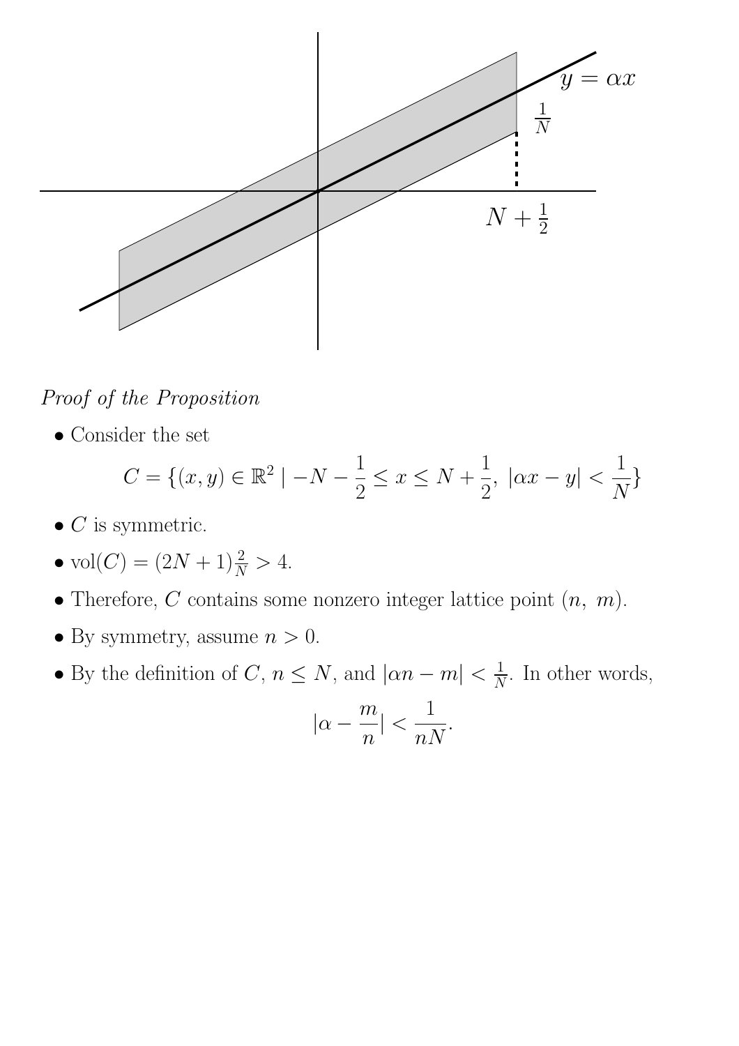*Proof of the Proposition*

- Consider the set

$$C = \{(x, y) \in \mathbb{R}^2 \mid -N - \frac{1}{2} \leq x \leq N + \frac{1}{2},\ |\alpha x - y| < \frac{1}{N}\}$$

- $C$ is symmetric.
- $\text{vol}(C) = (2N + 1)\frac{2}{N} > 4$.
- Therefore, $C$ contains some nonzero integer lattice point $(n,\ m)$.
- By symmetry, assume $n > 0$.
- By the definition of $C$, $n \leq N$, and $|\alpha n - m| < \frac{1}{N}$. In other words,

$$|\alpha - \frac{m}{n}| < \frac{1}{nN}.$$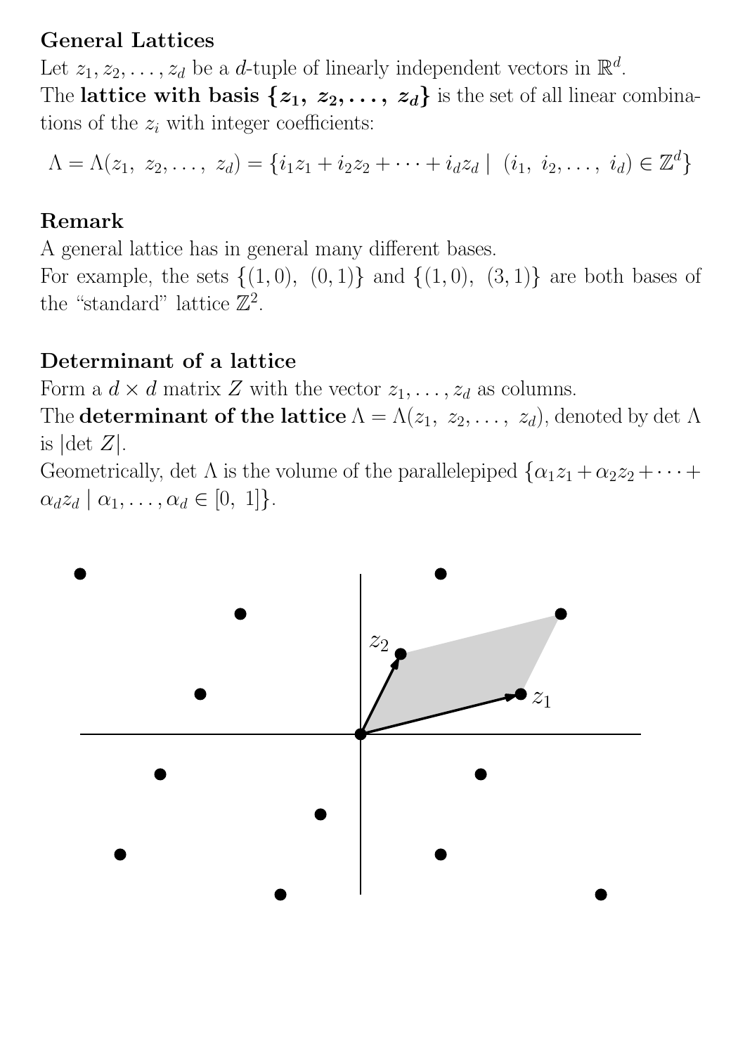**General Lattices**

Let $z_1, z_2, \ldots, z_d$ be a $d$-tuple of linearly independent vectors in $\mathbb{R}^d$.

The **lattice with basis $\{z_1,\ z_2, \ldots,\ z_d\}$** is the set of all linear combinations of the $z_i$ with integer coefficients:

$$\Lambda = \Lambda(z_1,\ z_2, \ldots,\ z_d) = \{i_1 z_1 + i_2 z_2 + \cdots + i_d z_d \mid\ (i_1,\ i_2, \ldots,\ i_d) \in \mathbb{Z}^d\}$$

**Remark**

A general lattice has in general many different bases.

For example, the sets $\{(1,0),\ (0,1)\}$ and $\{(1,0),\ (3,1)\}$ are both bases of the "standard" lattice $\mathbb{Z}^2$.

**Determinant of a lattice**

Form a $d \times d$ matrix $Z$ with the vector $z_1, \ldots, z_d$ as columns.

The **determinant of the lattice** $\Lambda = \Lambda(z_1,\ z_2, \ldots,\ z_d)$, denoted by $\det \Lambda$ is $|\det Z|$.

Geometrically, $\det \Lambda$ is the volume of the parallelepiped $\{\alpha_1 z_1 + \alpha_2 z_2 + \cdots + \alpha_d z_d \mid \alpha_1, \ldots, \alpha_d \in [0,\ 1]\}$.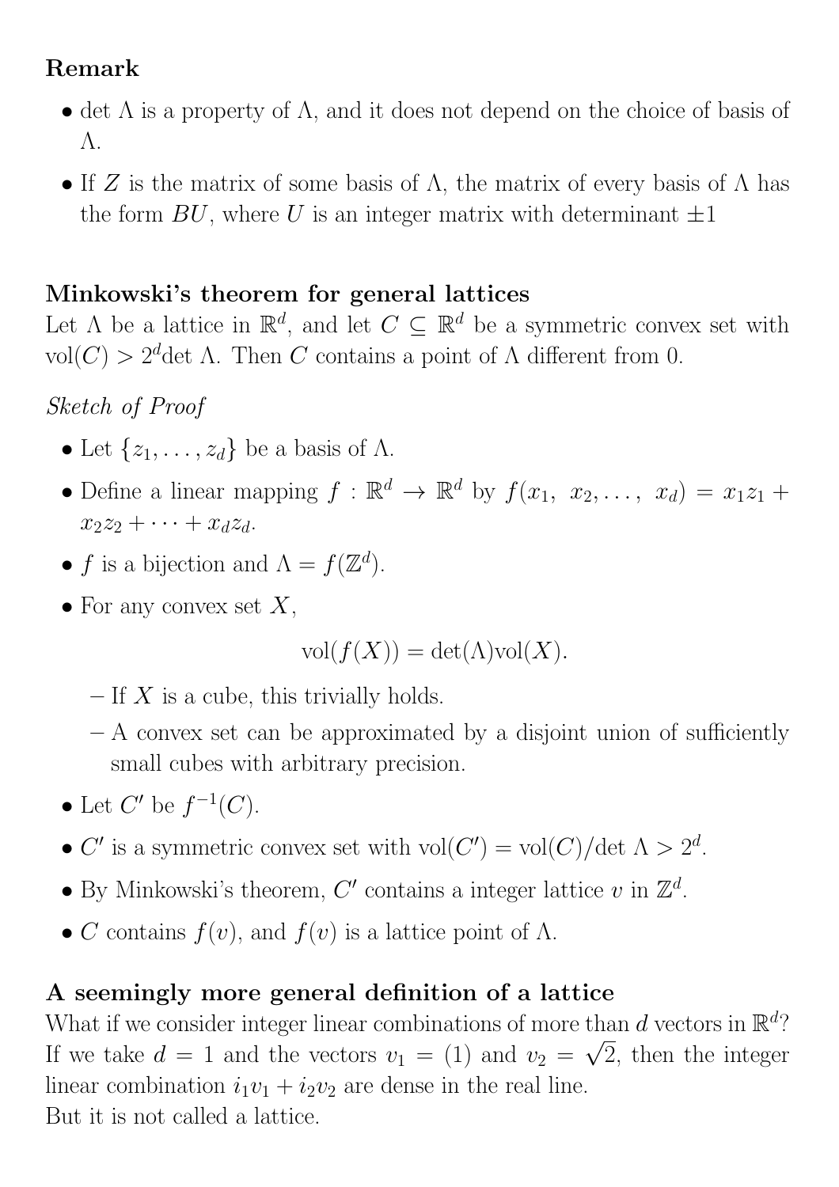**Remark**

- $\det \Lambda$ is a property of $\Lambda$, and it does not depend on the choice of basis of $\Lambda$.
- If $Z$ is the matrix of some basis of $\Lambda$, the matrix of every basis of $\Lambda$ has the form $BU$, where $U$ is an integer matrix with determinant $\pm 1$

**Minkowski's theorem for general lattices**

Let $\Lambda$ be a lattice in $\mathbb{R}^d$, and let $C \subseteq \mathbb{R}^d$ be a symmetric convex set with $\text{vol}(C) > 2^d \det \Lambda$. Then $C$ contains a point of $\Lambda$ different from 0.

*Sketch of Proof*

- Let $\{z_1, \ldots, z_d\}$ be a basis of $\Lambda$.
- Define a linear mapping $f : \mathbb{R}^d \to \mathbb{R}^d$ by $f(x_1,\ x_2, \ldots,\ x_d) = x_1 z_1 + x_2 z_2 + \cdots + x_d z_d$.
- $f$ is a bijection and $\Lambda = f(\mathbb{Z}^d)$.
- For any convex set $X$,

$$\text{vol}(f(X)) = \det(\Lambda)\text{vol}(X).$$

  - If $X$ is a cube, this trivially holds.
  - A convex set can be approximated by a disjoint union of sufficiently small cubes with arbitrary precision.
- Let $C'$ be $f^{-1}(C)$.
- $C'$ is a symmetric convex set with $\text{vol}(C') = \text{vol}(C)/\det \Lambda > 2^d$.
- By Minkowski's theorem, $C'$ contains a integer lattice $v$ in $\mathbb{Z}^d$.
- $C$ contains $f(v)$, and $f(v)$ is a lattice point of $\Lambda$.

**A seemingly more general definition of a lattice**

What if we consider integer linear combinations of more than $d$ vectors in $\mathbb{R}^d$? If we take $d = 1$ and the vectors $v_1 = (1)$ and $v_2 = \sqrt{2}$, then the integer linear combination $i_1 v_1 + i_2 v_2$ are dense in the real line.
But it is not called a lattice.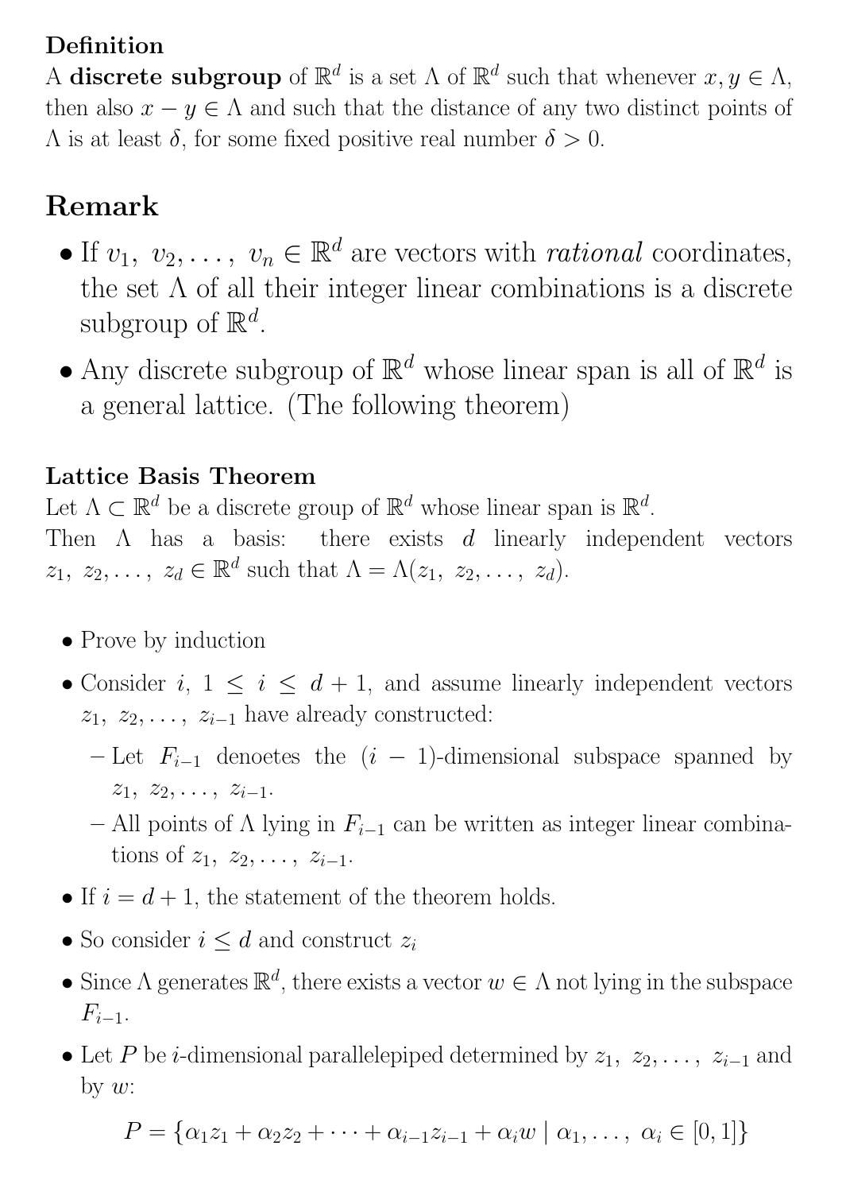**Definition**
A **discrete subgroup** of $\mathbb{R}^d$ is a set $\Lambda$ of $\mathbb{R}^d$ such that whenever $x, y \in \Lambda$, then also $x - y \in \Lambda$ and such that the distance of any two distinct points of $\Lambda$ is at least $\delta$, for some fixed positive real number $\delta > 0$.

## Remark

- If $v_1,\ v_2, \dots,\ v_n \in \mathbb{R}^d$ are vectors with *rational* coordinates, the set $\Lambda$ of all their integer linear combinations is a discrete subgroup of $\mathbb{R}^d$.
- Any discrete subgroup of $\mathbb{R}^d$ whose linear span is all of $\mathbb{R}^d$ is a general lattice. (The following theorem)

**Lattice Basis Theorem**
Let $\Lambda \subset \mathbb{R}^d$ be a discrete group of $\mathbb{R}^d$ whose linear span is $\mathbb{R}^d$.
Then $\Lambda$ has a basis: there exists $d$ linearly independent vectors $z_1,\ z_2, \dots,\ z_d \in \mathbb{R}^d$ such that $\Lambda = \Lambda(z_1,\ z_2, \dots,\ z_d)$.

- Prove by induction
- Consider $i$, $1 \leq i \leq d+1$, and assume linearly independent vectors $z_1,\ z_2, \dots,\ z_{i-1}$ have already constructed:
  - Let $F_{i-1}$ denoetes the $(i-1)$-dimensional subspace spanned by $z_1,\ z_2, \dots,\ z_{i-1}$.
  - All points of $\Lambda$ lying in $F_{i-1}$ can be written as integer linear combinations of $z_1,\ z_2, \dots,\ z_{i-1}$.
- If $i = d+1$, the statement of the theorem holds.
- So consider $i \leq d$ and construct $z_i$
- Since $\Lambda$ generates $\mathbb{R}^d$, there exists a vector $w \in \Lambda$ not lying in the subspace $F_{i-1}$.
- Let $P$ be $i$-dimensional parallelepiped determined by $z_1,\ z_2, \dots,\ z_{i-1}$ and by $w$:

$$P = \{\alpha_1 z_1 + \alpha_2 z_2 + \cdots + \alpha_{i-1} z_{i-1} + \alpha_i w \mid \alpha_1, \dots,\ \alpha_i \in [0, 1]\}$$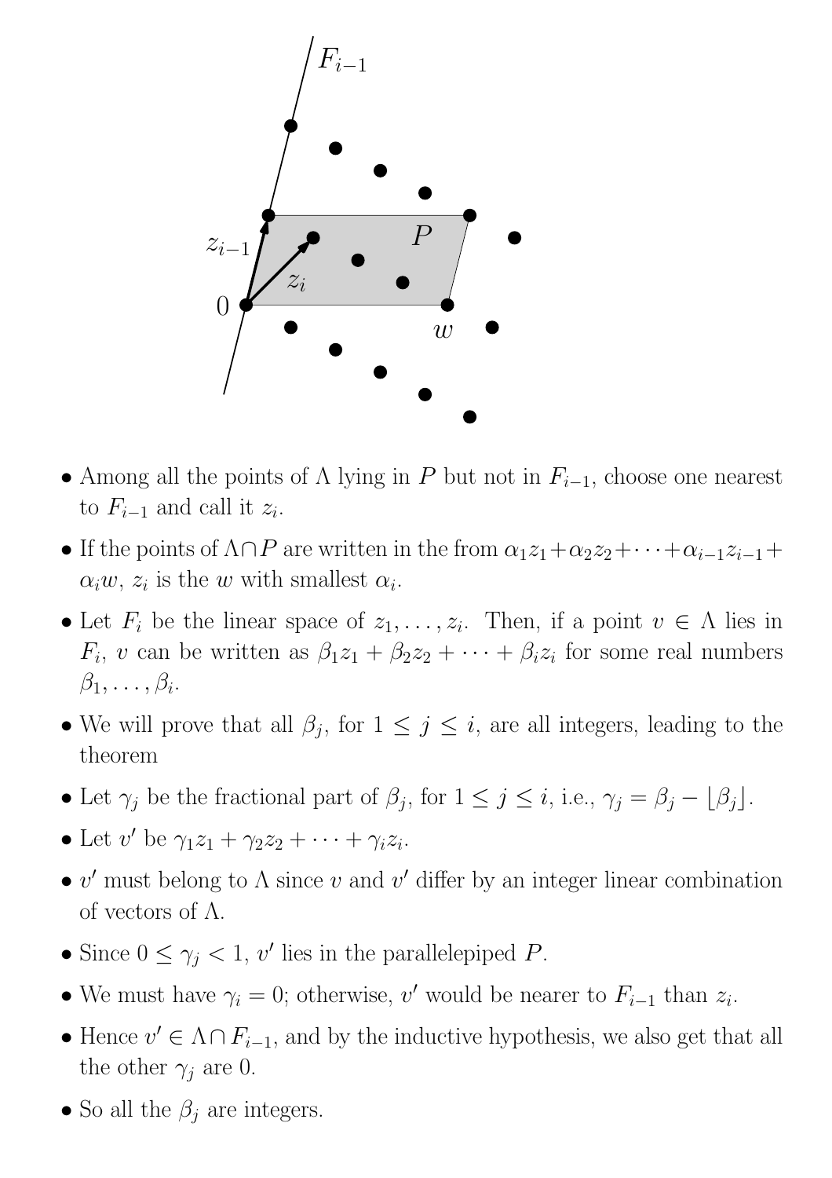- Among all the points of $\Lambda$ lying in $P$ but not in $F_{i-1}$, choose one nearest to $F_{i-1}$ and call it $z_i$.
- If the points of $\Lambda \cap P$ are written in the from $\alpha_1 z_1 + \alpha_2 z_2 + \cdots + \alpha_{i-1} z_{i-1} + \alpha_i w$, $z_i$ is the $w$ with smallest $\alpha_i$.
- Let $F_i$ be the linear space of $z_1, \ldots, z_i$. Then, if a point $v \in \Lambda$ lies in $F_i$, $v$ can be written as $\beta_1 z_1 + \beta_2 z_2 + \cdots + \beta_i z_i$ for some real numbers $\beta_1, \ldots, \beta_i$.
- We will prove that all $\beta_j$, for $1 \leq j \leq i$, are all integers, leading to the theorem
- Let $\gamma_j$ be the fractional part of $\beta_j$, for $1 \leq j \leq i$, i.e., $\gamma_j = \beta_j - \lfloor \beta_j \rfloor$.
- Let $v'$ be $\gamma_1 z_1 + \gamma_2 z_2 + \cdots + \gamma_i z_i$.
- $v'$ must belong to $\Lambda$ since $v$ and $v'$ differ by an integer linear combination of vectors of $\Lambda$.
- Since $0 \leq \gamma_j < 1$, $v'$ lies in the parallelepiped $P$.
- We must have $\gamma_i = 0$; otherwise, $v'$ would be nearer to $F_{i-1}$ than $z_i$.
- Hence $v' \in \Lambda \cap F_{i-1}$, and by the inductive hypothesis, we also get that all the other $\gamma_j$ are 0.
- So all the $\beta_j$ are integers.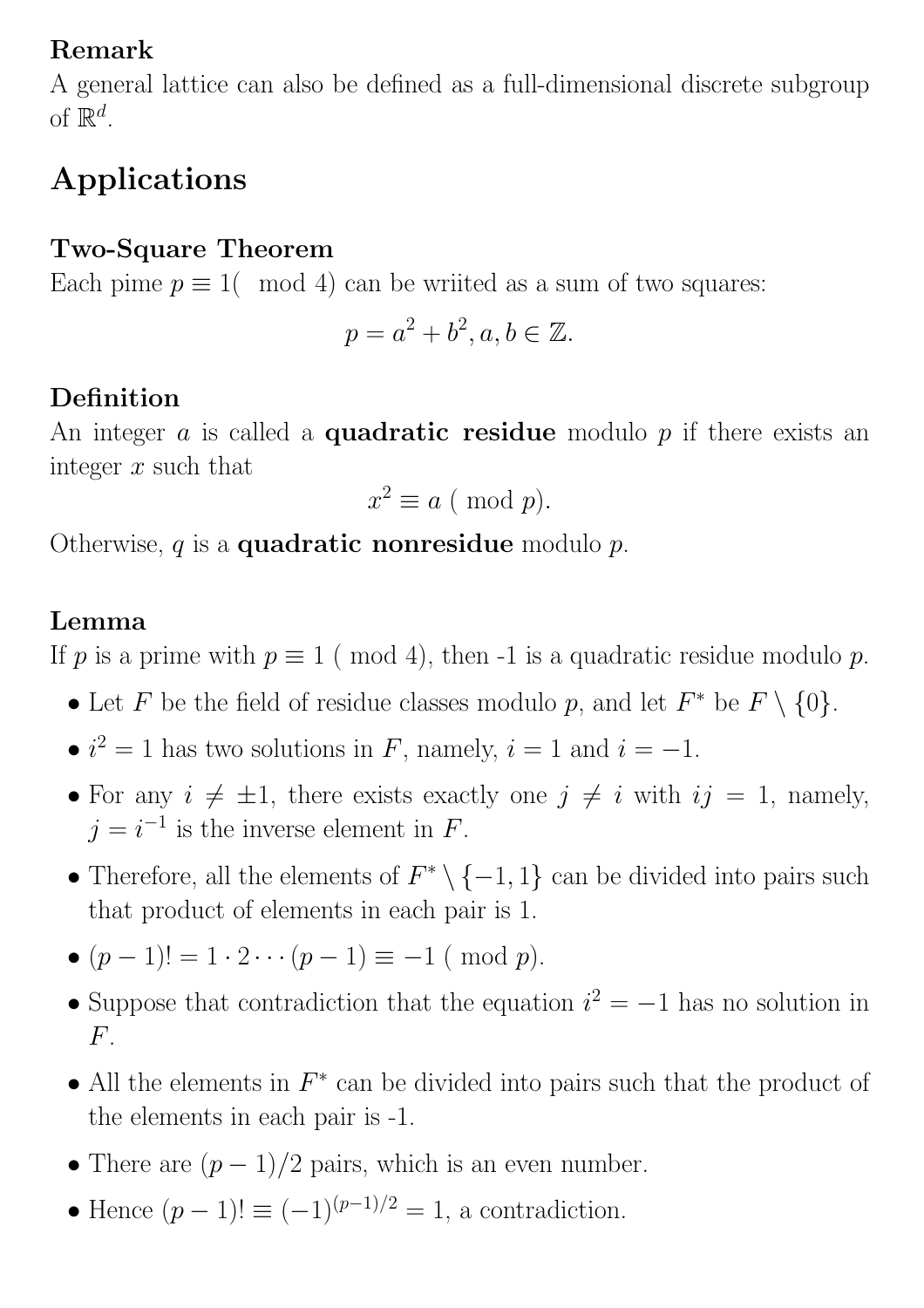**Remark**
A general lattice can also be defined as a full-dimensional discrete subgroup of $\mathbb{R}^d$.

## Applications

**Two-Square Theorem**
Each pime $p \equiv 1( \mod 4)$ can be wriited as a sum of two squares:

$$p = a^2 + b^2, a, b \in \mathbb{Z}.$$

**Definition**
An integer $a$ is called a **quadratic residue** modulo $p$ if there exists an integer $x$ such that

$$x^2 \equiv a \text{ ( mod } p).$$

Otherwise, $q$ is a **quadratic nonresidue** modulo $p$.

**Lemma**
If $p$ is a prime with $p \equiv 1$ ( mod 4), then -1 is a quadratic residue modulo $p$.

- Let $F$ be the field of residue classes modulo $p$, and let $F^*$ be $F \setminus \{0\}$.
- $i^2 = 1$ has two solutions in $F$, namely, $i = 1$ and $i = -1$.
- For any $i \neq \pm 1$, there exists exactly one $j \neq i$ with $ij = 1$, namely, $j = i^{-1}$ is the inverse element in $F$.
- Therefore, all the elements of $F^* \setminus \{-1, 1\}$ can be divided into pairs such that product of elements in each pair is 1.
- $(p-1)! = 1 \cdot 2 \cdots (p-1) \equiv -1$ ( mod $p$).
- Suppose that contradiction that the equation $i^2 = -1$ has no solution in $F$.
- All the elements in $F^*$ can be divided into pairs such that the product of the elements in each pair is -1.
- There are $(p-1)/2$ pairs, which is an even number.
- Hence $(p-1)! \equiv (-1)^{(p-1)/2} = 1$, a contradiction.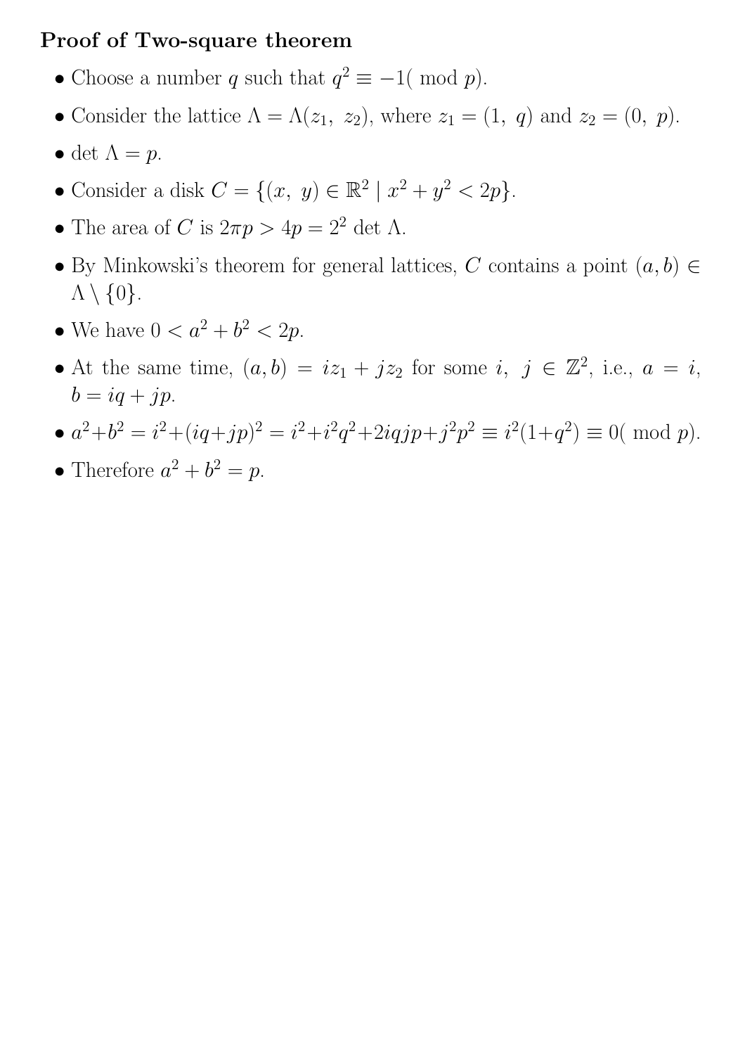**Proof of Two-square theorem**

- Choose a number $q$ such that $q^2 \equiv -1(\mod p)$.
- Consider the lattice $\Lambda = \Lambda(z_1,\ z_2)$, where $z_1 = (1,\ q)$ and $z_2 = (0,\ p)$.
- $\det \Lambda = p$.
- Consider a disk $C = \{(x,\ y) \in \mathbb{R}^2 \mid x^2 + y^2 < 2p\}$.
- The area of $C$ is $2\pi p > 4p = 2^2 \det \Lambda$.
- By Minkowski's theorem for general lattices, $C$ contains a point $(a, b) \in \Lambda \setminus \{0\}$.
- We have $0 < a^2 + b^2 < 2p$.
- At the same time, $(a, b) = iz_1 + jz_2$ for some $i,\ j \in \mathbb{Z}^2$, i.e., $a = i$, $b = iq + jp$.
- $a^2+b^2 = i^2+(iq+jp)^2 = i^2+i^2q^2+2iqjp+j^2p^2 \equiv i^2(1+q^2) \equiv 0(\mod p)$.
- Therefore $a^2 + b^2 = p$.